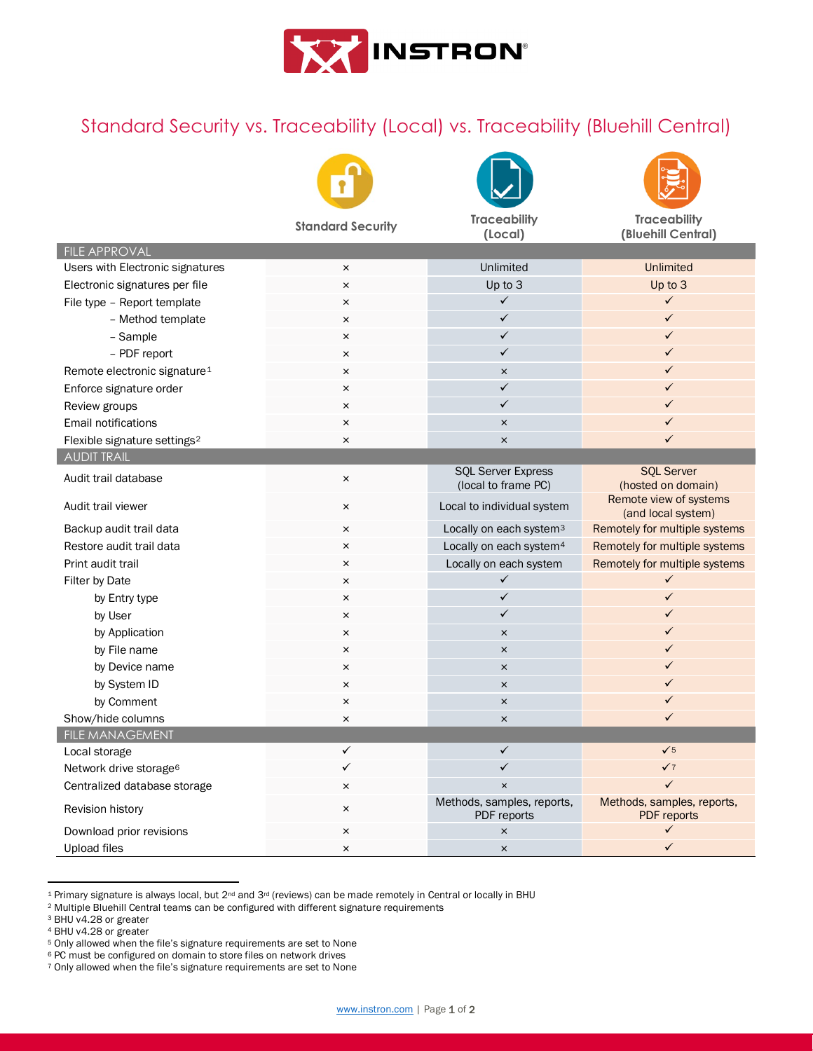# Standard Security vs. Traceability (Local) vs. Traceability (Bluehill Central)

| | Standard Security | Traceability (Local) | Traceability (Bluehill Central) |
|---|---|---|---|
| **FILE APPROVAL** | | | |
| Users with Electronic signatures | × | Unlimited | Unlimited |
| Electronic signatures per file | × | Up to 3 | Up to 3 |
| File type – Report template | × | ✓ | ✓ |
| – Method template | × | ✓ | ✓ |
| – Sample | × | ✓ | ✓ |
| – PDF report | × | ✓ | ✓ |
| Remote electronic signature[1] | × | × | ✓ |
| Enforce signature order | × | ✓ | ✓ |
| Review groups | × | ✓ | ✓ |
| Email notifications | × | × | ✓ |
| Flexible signature settings[2] | × | × | ✓ |
| **AUDIT TRAIL** | | | |
| Audit trail database | × | SQL Server Express (local to frame PC) | SQL Server (hosted on domain) |
| Audit trail viewer | × | Local to individual system | Remote view of systems (and local system) |
| Backup audit trail data | × | Locally on each system[3] | Remotely for multiple systems |
| Restore audit trail data | × | Locally on each system[4] | Remotely for multiple systems |
| Print audit trail | × | Locally on each system | Remotely for multiple systems |
| Filter by Date | × | ✓ | ✓ |
| by Entry type | × | ✓ | ✓ |
| by User | × | ✓ | ✓ |
| by Application | × | × | ✓ |
| by File name | × | × | ✓ |
| by Device name | × | × | ✓ |
| by System ID | × | × | ✓ |
| by Comment | × | × | ✓ |
| Show/hide columns | × | × | ✓ |
| **FILE MANAGEMENT** | | | |
| Local storage | ✓ | ✓ | ✓[5] |
| Network drive storage[6] | ✓ | ✓ | ✓[7] |
| Centralized database storage | × | × | ✓ |
| Revision history | × | Methods, samples, reports, PDF reports | Methods, samples, reports, PDF reports |
| Download prior revisions | × | × | ✓ |
| Upload files | × | × | ✓ |

[1] Primary signature is always local, but 2nd and 3rd (reviews) can be made remotely in Central or locally in BHU
[2] Multiple Bluehill Central teams can be configured with different signature requirements
[3] BHU v4.28 or greater
[4] BHU v4.28 or greater
[5] Only allowed when the file's signature requirements are set to None
[6] PC must be configured on domain to store files on network drives
[7] Only allowed when the file's signature requirements are set to None

www.instron.com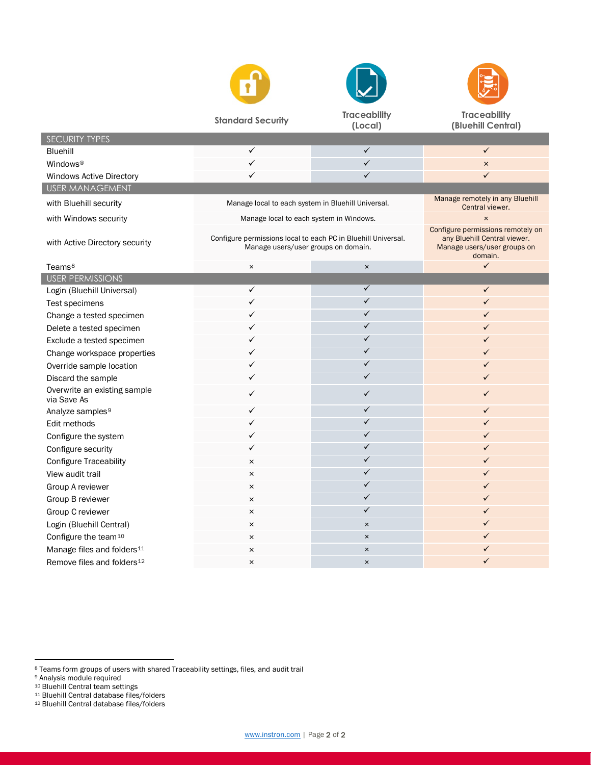| | Standard Security | Traceability (Local) | Traceability (Bluehill Central) |
|---|---|---|---|
| **SECURITY TYPES** | | | |
| Bluehill | ✓ | ✓ | ✓ |
| Windows® | ✓ | ✓ | × |
| Windows Active Directory | ✓ | ✓ | ✓ |
| **USER MANAGEMENT** | | | |
| with Bluehill security | Manage local to each system in Bluehill Universal. | | Manage remotely in any Bluehill Central viewer. |
| with Windows security | Manage local to each system in Windows. | | × |
| with Active Directory security | Configure permissions local to each PC in Bluehill Universal. Manage users/user groups on domain. | | Configure permissions remotely on any Bluehill Central viewer. Manage users/user groups on domain. |
| Teams[8] | × | × | ✓ |
| **USER PERMISSIONS** | | | |
| Login (Bluehill Universal) | ✓ | ✓ | ✓ |
| Test specimens | ✓ | ✓ | ✓ |
| Change a tested specimen | ✓ | ✓ | ✓ |
| Delete a tested specimen | ✓ | ✓ | ✓ |
| Exclude a tested specimen | ✓ | ✓ | ✓ |
| Change workspace properties | ✓ | ✓ | ✓ |
| Override sample location | ✓ | ✓ | ✓ |
| Discard the sample | ✓ | ✓ | ✓ |
| Overwrite an existing sample via Save As | ✓ | ✓ | ✓ |
| Analyze samples[9] | ✓ | ✓ | ✓ |
| Edit methods | ✓ | ✓ | ✓ |
| Configure the system | ✓ | ✓ | ✓ |
| Configure security | ✓ | ✓ | ✓ |
| Configure Traceability | × | ✓ | ✓ |
| View audit trail | × | ✓ | ✓ |
| Group A reviewer | × | ✓ | ✓ |
| Group B reviewer | × | ✓ | ✓ |
| Group C reviewer | × | ✓ | ✓ |
| Login (Bluehill Central) | × | × | ✓ |
| Configure the team[10] | × | × | ✓ |
| Manage files and folders[11] | × | × | ✓ |
| Remove files and folders[12] | × | × | ✓ |

[8] Teams form groups of users with shared Traceability settings, files, and audit trail
[9] Analysis module required
[10] Bluehill Central team settings
[11] Bluehill Central database files/folders
[12] Bluehill Central database files/folders

www.instron.com